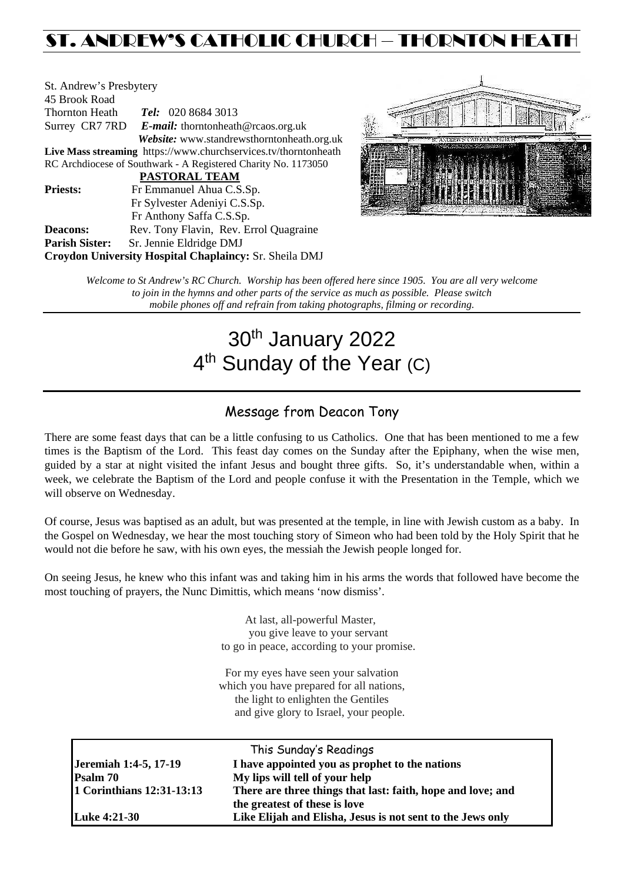# ST. ANDREW'S CATHOLIC CHURCH – THORNTON HEATH

St. Andrew's Presbytery
45 Brook Road
Thornton Heath *Tel:* 020 8684 3013
Surrey CR7 7RD *E-mail:* thorntonheath@rcaos.org.uk
*Website:* www.standrewsthorntonheath.org.uk
**Live Mass streaming** https://www.churchservices.tv/thorntonheath
RC Archdiocese of Southwark - A Registered Charity No. 1173050

**PASTORAL TEAM**

**Priests:** Fr Emmanuel Ahua C.S.Sp.
Fr Sylvester Adeniyi C.S.Sp.
Fr Anthony Saffa C.S.Sp.
**Deacons:** Rev. Tony Flavin, Rev. Errol Quagraine
**Parish Sister:** Sr. Jennie Eldridge DMJ
**Croydon University Hospital Chaplaincy:** Sr. Sheila DMJ

*Welcome to St Andrew's RC Church. Worship has been offered here since 1905. You are all very welcome to join in the hymns and other parts of the service as much as possible. Please switch mobile phones off and refrain from taking photographs, filming or recording.*

# 30th January 2022
# 4th Sunday of the Year (C)

## Message from Deacon Tony

There are some feast days that can be a little confusing to us Catholics. One that has been mentioned to me a few times is the Baptism of the Lord. This feast day comes on the Sunday after the Epiphany, when the wise men, guided by a star at night visited the infant Jesus and bought three gifts. So, it's understandable when, within a week, we celebrate the Baptism of the Lord and people confuse it with the Presentation in the Temple, which we will observe on Wednesday.

Of course, Jesus was baptised as an adult, but was presented at the temple, in line with Jewish custom as a baby. In the Gospel on Wednesday, we hear the most touching story of Simeon who had been told by the Holy Spirit that he would not die before he saw, with his own eyes, the messiah the Jewish people longed for.

On seeing Jesus, he knew who this infant was and taking him in his arms the words that followed have become the most touching of prayers, the Nunc Dimittis, which means 'now dismiss'.

At last, all-powerful Master,
you give leave to your servant
to go in peace, according to your promise.

For my eyes have seen your salvation
which you have prepared for all nations,
the light to enlighten the Gentiles
and give glory to Israel, your people.

| This Sunday's Readings | |
|---|---|
| **Jeremiah 1:4-5, 17-19** | **I have appointed you as prophet to the nations** |
| **Psalm 70** | **My lips will tell of your help** |
| **1 Corinthians 12:31-13:13** | **There are three things that last: faith, hope and love; and the greatest of these is love** |
| **Luke 4:21-30** | **Like Elijah and Elisha, Jesus is not sent to the Jews only** |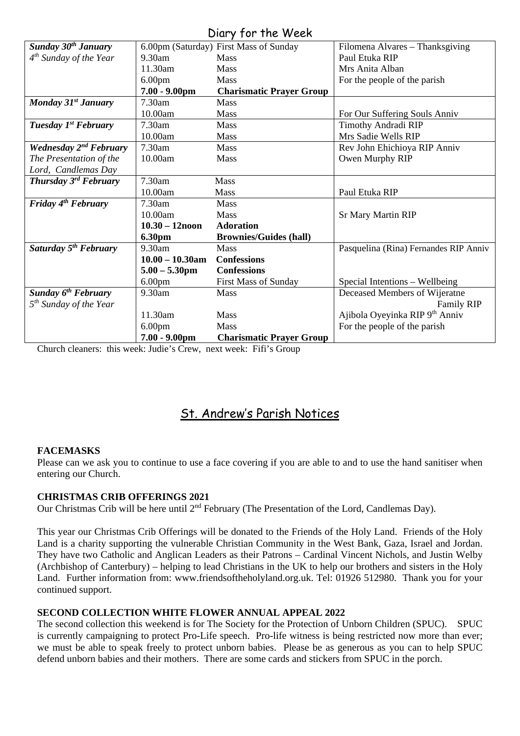## Diary for the Week

| | | | |
|---|---|---|---|
| ***Sunday 30th January*** | 6.00pm (Saturday) | First Mass of Sunday | Filomena Alvares – Thanksgiving |
| *4th Sunday of the Year* | 9.30am | Mass | Paul Etuka RIP |
| | 11.30am | Mass | Mrs Anita Alban |
| | 6.00pm | Mass | For the people of the parish |
| | **7.00 - 9.00pm** | **Charismatic Prayer Group** | |
| ***Monday 31st January*** | 7.30am | Mass | |
| | 10.00am | Mass | For Our Suffering Souls Anniv |
| ***Tuesday 1st February*** | 7.30am | Mass | Timothy Andradi RIP |
| | 10.00am | Mass | Mrs Sadie Wells RIP |
| ***Wednesday 2nd February*** | 7.30am | Mass | Rev John Ehichioya RIP Anniv |
| *The Presentation of the Lord, Candlemas Day* | 10.00am | Mass | Owen Murphy RIP |
| ***Thursday 3rd February*** | 7.30am | Mass | |
| | 10.00am | Mass | Paul Etuka RIP |
| ***Friday 4th February*** | 7.30am | Mass | |
| | 10.00am | Mass | Sr Mary Martin RIP |
| | **10.30 – 12noon** | **Adoration** | |
| | **6.30pm** | **Brownies/Guides (hall)** | |
| ***Saturday 5th February*** | 9.30am | Mass | Pasquelina (Rina) Fernandes RIP Anniv |
| | **10.00 – 10.30am** | **Confessions** | |
| | **5.00 – 5.30pm** | **Confessions** | |
| | 6.00pm | First Mass of Sunday | Special Intentions – Wellbeing |
| ***Sunday 6th February*** | 9.30am | Mass | Deceased Members of Wijeratne Family RIP |
| *5th Sunday of the Year* | 11.30am | Mass | Ajibola Oyeyinka RIP 9th Anniv |
| | 6.00pm | Mass | For the people of the parish |
| | **7.00 - 9.00pm** | **Charismatic Prayer Group** | |

Church cleaners: this week: Judie's Crew, next week: Fifi's Group

## St. Andrew's Parish Notices

**FACEMASKS**

Please can we ask you to continue to use a face covering if you are able to and to use the hand sanitiser when entering our Church.

**CHRISTMAS CRIB OFFERINGS 2021**

Our Christmas Crib will be here until 2nd February (The Presentation of the Lord, Candlemas Day).

This year our Christmas Crib Offerings will be donated to the Friends of the Holy Land. Friends of the Holy Land is a charity supporting the vulnerable Christian Community in the West Bank, Gaza, Israel and Jordan. They have two Catholic and Anglican Leaders as their Patrons – Cardinal Vincent Nichols, and Justin Welby (Archbishop of Canterbury) – helping to lead Christians in the UK to help our brothers and sisters in the Holy Land. Further information from: www.friendsoftheholyland.org.uk. Tel: 01926 512980. Thank you for your continued support.

**SECOND COLLECTION WHITE FLOWER ANNUAL APPEAL 2022**

The second collection this weekend is for The Society for the Protection of Unborn Children (SPUC). SPUC is currently campaigning to protect Pro-Life speech. Pro-life witness is being restricted now more than ever; we must be able to speak freely to protect unborn babies. Please be as generous as you can to help SPUC defend unborn babies and their mothers. There are some cards and stickers from SPUC in the porch.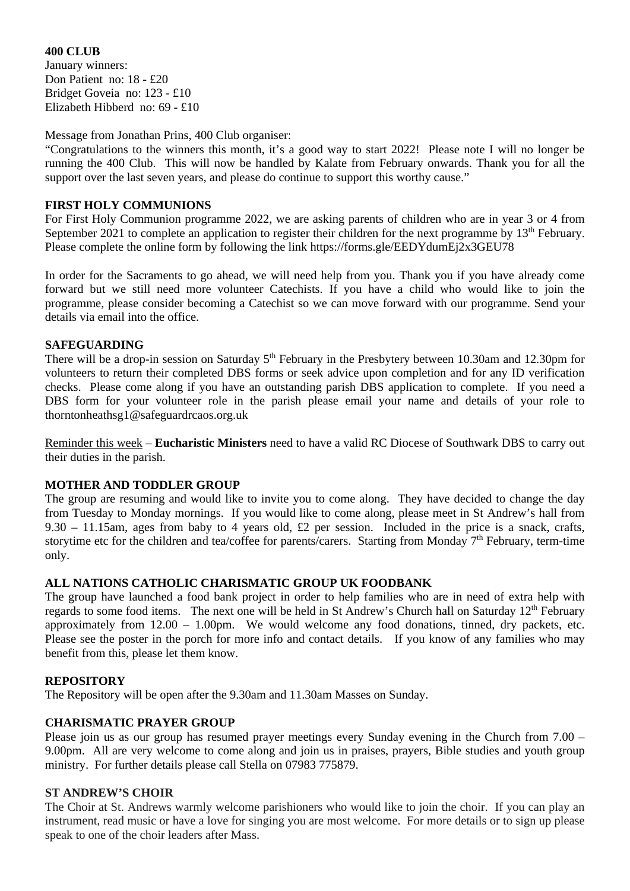**400 CLUB**

January winners:
Don Patient no: 18 - £20
Bridget Goveia no: 123 - £10
Elizabeth Hibberd no: 69 - £10

Message from Jonathan Prins, 400 Club organiser:

"Congratulations to the winners this month, it's a good way to start 2022! Please note I will no longer be running the 400 Club. This will now be handled by Kalate from February onwards. Thank you for all the support over the last seven years, and please do continue to support this worthy cause."

**FIRST HOLY COMMUNIONS**

For First Holy Communion programme 2022, we are asking parents of children who are in year 3 or 4 from September 2021 to complete an application to register their children for the next programme by 13th February. Please complete the online form by following the link https://forms.gle/EEDYdumEj2x3GEU78

In order for the Sacraments to go ahead, we will need help from you. Thank you if you have already come forward but we still need more volunteer Catechists. If you have a child who would like to join the programme, please consider becoming a Catechist so we can move forward with our programme. Send your details via email into the office.

**SAFEGUARDING**

There will be a drop-in session on Saturday 5th February in the Presbytery between 10.30am and 12.30pm for volunteers to return their completed DBS forms or seek advice upon completion and for any ID verification checks. Please come along if you have an outstanding parish DBS application to complete. If you need a DBS form for your volunteer role in the parish please email your name and details of your role to thorntonheathsg1@safeguardrcaos.org.uk

Reminder this week – **Eucharistic Ministers** need to have a valid RC Diocese of Southwark DBS to carry out their duties in the parish.

**MOTHER AND TODDLER GROUP**

The group are resuming and would like to invite you to come along. They have decided to change the day from Tuesday to Monday mornings. If you would like to come along, please meet in St Andrew's hall from 9.30 – 11.15am, ages from baby to 4 years old, £2 per session. Included in the price is a snack, crafts, storytime etc for the children and tea/coffee for parents/carers. Starting from Monday 7th February, term-time only.

**ALL NATIONS CATHOLIC CHARISMATIC GROUP UK FOODBANK**

The group have launched a food bank project in order to help families who are in need of extra help with regards to some food items. The next one will be held in St Andrew's Church hall on Saturday 12th February approximately from 12.00 – 1.00pm. We would welcome any food donations, tinned, dry packets, etc. Please see the poster in the porch for more info and contact details. If you know of any families who may benefit from this, please let them know.

**REPOSITORY**

The Repository will be open after the 9.30am and 11.30am Masses on Sunday.

**CHARISMATIC PRAYER GROUP**

Please join us as our group has resumed prayer meetings every Sunday evening in the Church from 7.00 – 9.00pm. All are very welcome to come along and join us in praises, prayers, Bible studies and youth group ministry. For further details please call Stella on 07983 775879.

**ST ANDREW'S CHOIR**

The Choir at St. Andrews warmly welcome parishioners who would like to join the choir. If you can play an instrument, read music or have a love for singing you are most welcome. For more details or to sign up please speak to one of the choir leaders after Mass.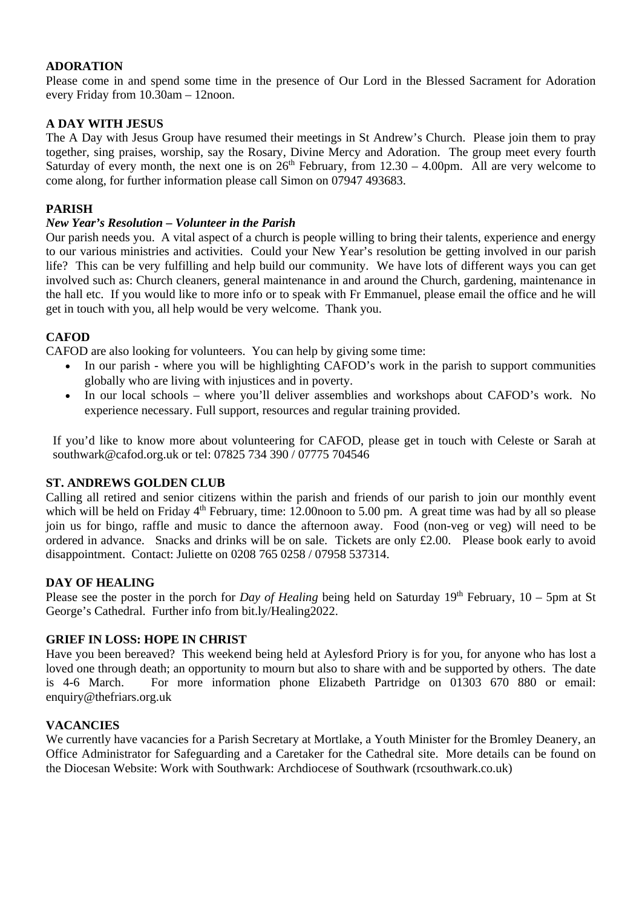**ADORATION**

Please come in and spend some time in the presence of Our Lord in the Blessed Sacrament for Adoration every Friday from 10.30am – 12noon.

**A DAY WITH JESUS**

The A Day with Jesus Group have resumed their meetings in St Andrew's Church. Please join them to pray together, sing praises, worship, say the Rosary, Divine Mercy and Adoration. The group meet every fourth Saturday of every month, the next one is on 26th February, from 12.30 – 4.00pm. All are very welcome to come along, for further information please call Simon on 07947 493683.

**PARISH**

***New Year's Resolution – Volunteer in the Parish***

Our parish needs you. A vital aspect of a church is people willing to bring their talents, experience and energy to our various ministries and activities. Could your New Year's resolution be getting involved in our parish life? This can be very fulfilling and help build our community. We have lots of different ways you can get involved such as: Church cleaners, general maintenance in and around the Church, gardening, maintenance in the hall etc. If you would like to more info or to speak with Fr Emmanuel, please email the office and he will get in touch with you, all help would be very welcome. Thank you.

**CAFOD**

CAFOD are also looking for volunteers. You can help by giving some time:

- In our parish - where you will be highlighting CAFOD's work in the parish to support communities globally who are living with injustices and in poverty.
- In our local schools – where you'll deliver assemblies and workshops about CAFOD's work. No experience necessary. Full support, resources and regular training provided.

If you'd like to know more about volunteering for CAFOD, please get in touch with Celeste or Sarah at southwark@cafod.org.uk or tel: 07825 734 390 / 07775 704546

**ST. ANDREWS GOLDEN CLUB**

Calling all retired and senior citizens within the parish and friends of our parish to join our monthly event which will be held on Friday 4th February, time: 12.00noon to 5.00 pm. A great time was had by all so please join us for bingo, raffle and music to dance the afternoon away. Food (non-veg or veg) will need to be ordered in advance. Snacks and drinks will be on sale. Tickets are only £2.00. Please book early to avoid disappointment. Contact: Juliette on 0208 765 0258 / 07958 537314.

**DAY OF HEALING**

Please see the poster in the porch for *Day of Healing* being held on Saturday 19th February, 10 – 5pm at St George's Cathedral. Further info from bit.ly/Healing2022.

**GRIEF IN LOSS: HOPE IN CHRIST**

Have you been bereaved? This weekend being held at Aylesford Priory is for you, for anyone who has lost a loved one through death; an opportunity to mourn but also to share with and be supported by others. The date is 4-6 March. For more information phone Elizabeth Partridge on 01303 670 880 or email: enquiry@thefriars.org.uk

**VACANCIES**

We currently have vacancies for a Parish Secretary at Mortlake, a Youth Minister for the Bromley Deanery, an Office Administrator for Safeguarding and a Caretaker for the Cathedral site. More details can be found on the Diocesan Website: Work with Southwark: Archdiocese of Southwark (rcsouthwark.co.uk)